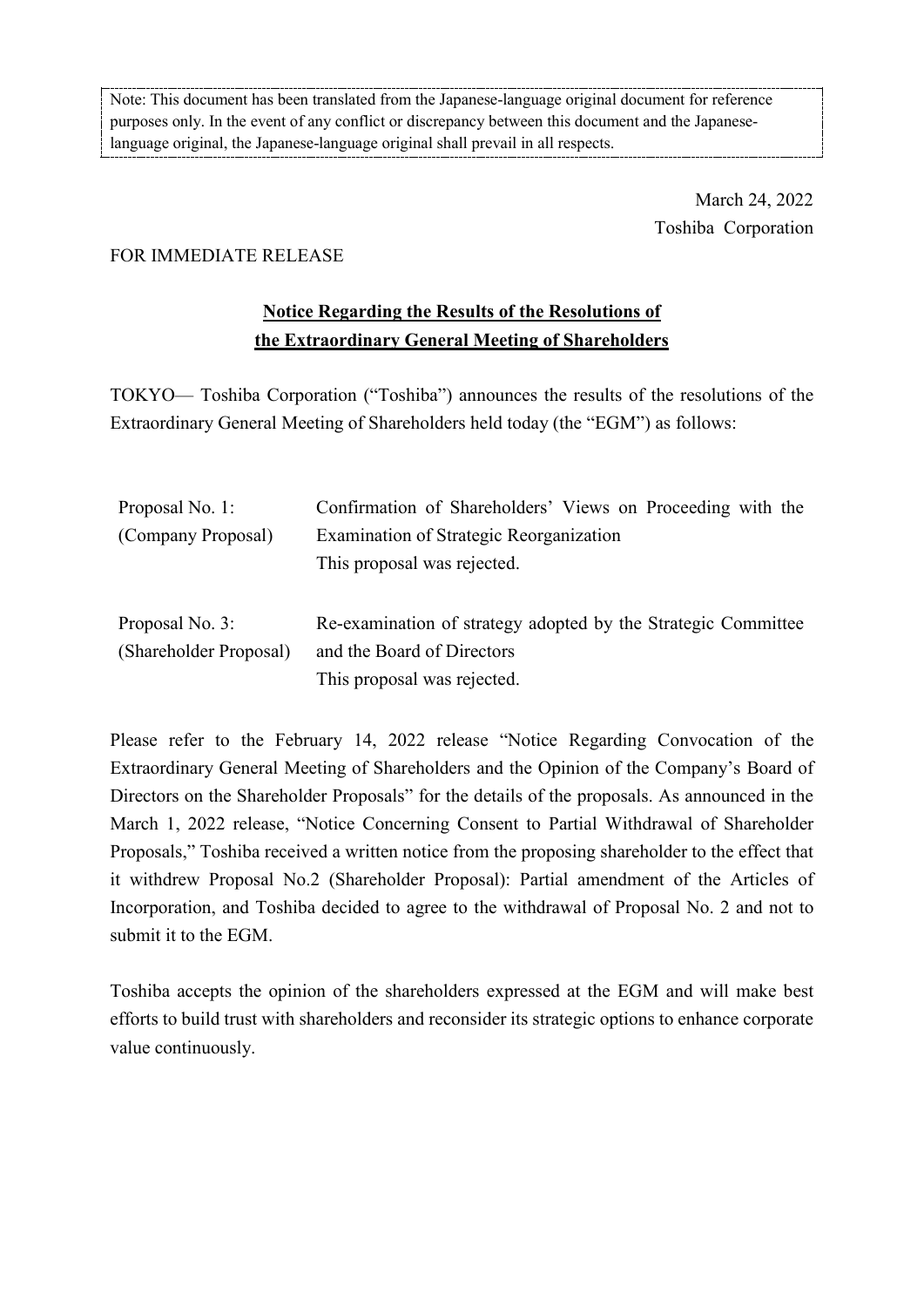Note: This document has been translated from the Japanese-language original document for reference purposes only. In the event of any conflict or discrepancy between this document and the Japanese-language original, the Japanese-language original shall prevail in all respects.

March 24, 2022

Toshiba Corporation

FOR IMMEDIATE RELEASE

# Notice Regarding the Results of the Resolutions of the Extraordinary General Meeting of Shareholders

TOKYO— Toshiba Corporation ("Toshiba") announces the results of the resolutions of the Extraordinary General Meeting of Shareholders held today (the "EGM") as follows:

| | |
|---|---|
| Proposal No. 1: (Company Proposal) | Confirmation of Shareholders' Views on Proceeding with the Examination of Strategic Reorganization<br>This proposal was rejected. |
| Proposal No. 3: (Shareholder Proposal) | Re-examination of strategy adopted by the Strategic Committee and the Board of Directors<br>This proposal was rejected. |

Please refer to the February 14, 2022 release "Notice Regarding Convocation of the Extraordinary General Meeting of Shareholders and the Opinion of the Company's Board of Directors on the Shareholder Proposals" for the details of the proposals. As announced in the March 1, 2022 release, "Notice Concerning Consent to Partial Withdrawal of Shareholder Proposals," Toshiba received a written notice from the proposing shareholder to the effect that it withdrew Proposal No.2 (Shareholder Proposal): Partial amendment of the Articles of Incorporation, and Toshiba decided to agree to the withdrawal of Proposal No. 2 and not to submit it to the EGM.

Toshiba accepts the opinion of the shareholders expressed at the EGM and will make best efforts to build trust with shareholders and reconsider its strategic options to enhance corporate value continuously.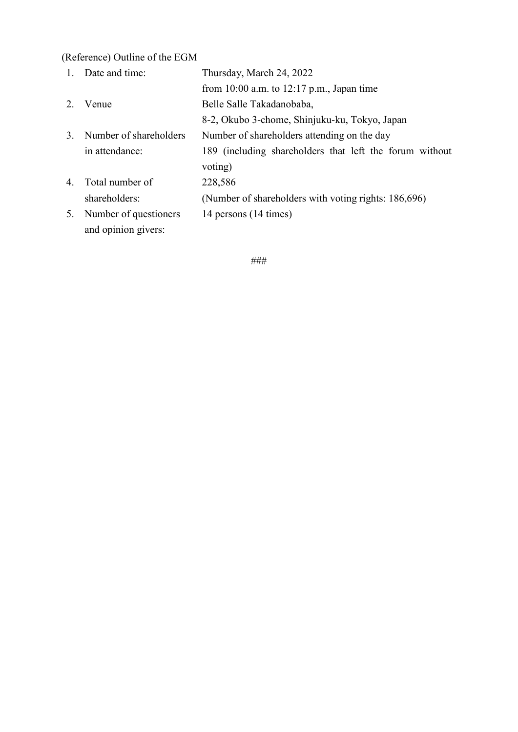(Reference) Outline of the EGM

| | | |
|---|---|---|
| 1. | Date and time: | Thursday, March 24, 2022<br>from 10:00 a.m. to 12:17 p.m., Japan time |
| 2. | Venue | Belle Salle Takadanobaba,<br>8-2, Okubo 3-chome, Shinjuku-ku, Tokyo, Japan |
| 3. | Number of shareholders in attendance: | Number of shareholders attending on the day<br>189 (including shareholders that left the forum without voting) |
| 4. | Total number of shareholders: | 228,586<br>(Number of shareholders with voting rights: 186,696) |
| 5. | Number of questioners and opinion givers: | 14 persons (14 times) |

###